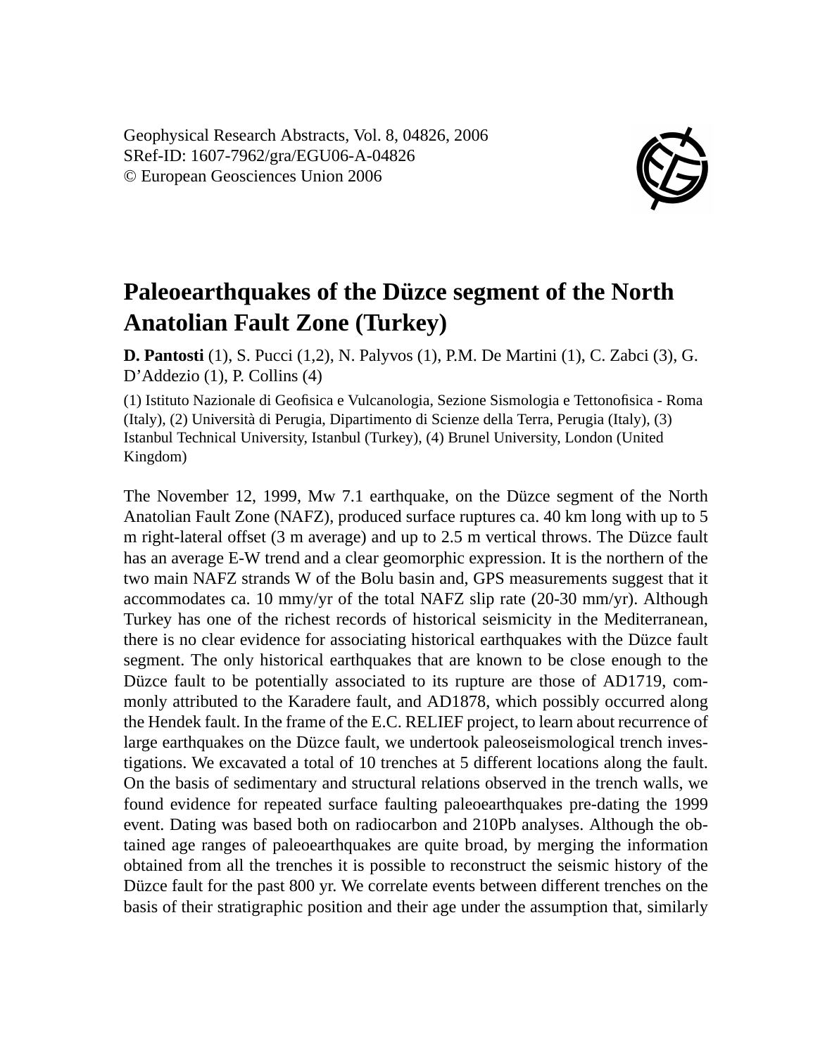Geophysical Research Abstracts, Vol. 8, 04826, 2006
SRef-ID: 1607-7962/gra/EGU06-A-04826
© European Geosciences Union 2006

# Paleoearthquakes of the Düzce segment of the North Anatolian Fault Zone (Turkey)

**D. Pantosti** (1), S. Pucci (1,2), N. Palyvos (1), P.M. De Martini (1), C. Zabci (3), G. D'Addezio (1), P. Collins (4)

(1) Istituto Nazionale di Geofisica e Vulcanologia, Sezione Sismologia e Tettonofisica - Roma (Italy), (2) Università di Perugia, Dipartimento di Scienze della Terra, Perugia (Italy), (3) Istanbul Technical University, Istanbul (Turkey), (4) Brunel University, London (United Kingdom)

The November 12, 1999, Mw 7.1 earthquake, on the Düzce segment of the North Anatolian Fault Zone (NAFZ), produced surface ruptures ca. 40 km long with up to 5 m right-lateral offset (3 m average) and up to 2.5 m vertical throws. The Düzce fault has an average E-W trend and a clear geomorphic expression. It is the northern of the two main NAFZ strands W of the Bolu basin and, GPS measurements suggest that it accommodates ca. 10 mmy/yr of the total NAFZ slip rate (20-30 mm/yr). Although Turkey has one of the richest records of historical seismicity in the Mediterranean, there is no clear evidence for associating historical earthquakes with the Düzce fault segment. The only historical earthquakes that are known to be close enough to the Düzce fault to be potentially associated to its rupture are those of AD1719, commonly attributed to the Karadere fault, and AD1878, which possibly occurred along the Hendek fault. In the frame of the E.C. RELIEF project, to learn about recurrence of large earthquakes on the Düzce fault, we undertook paleoseismological trench investigations. We excavated a total of 10 trenches at 5 different locations along the fault. On the basis of sedimentary and structural relations observed in the trench walls, we found evidence for repeated surface faulting paleoearthquakes pre-dating the 1999 event. Dating was based both on radiocarbon and 210Pb analyses. Although the obtained age ranges of paleoearthquakes are quite broad, by merging the information obtained from all the trenches it is possible to reconstruct the seismic history of the Düzce fault for the past 800 yr. We correlate events between different trenches on the basis of their stratigraphic position and their age under the assumption that, similarly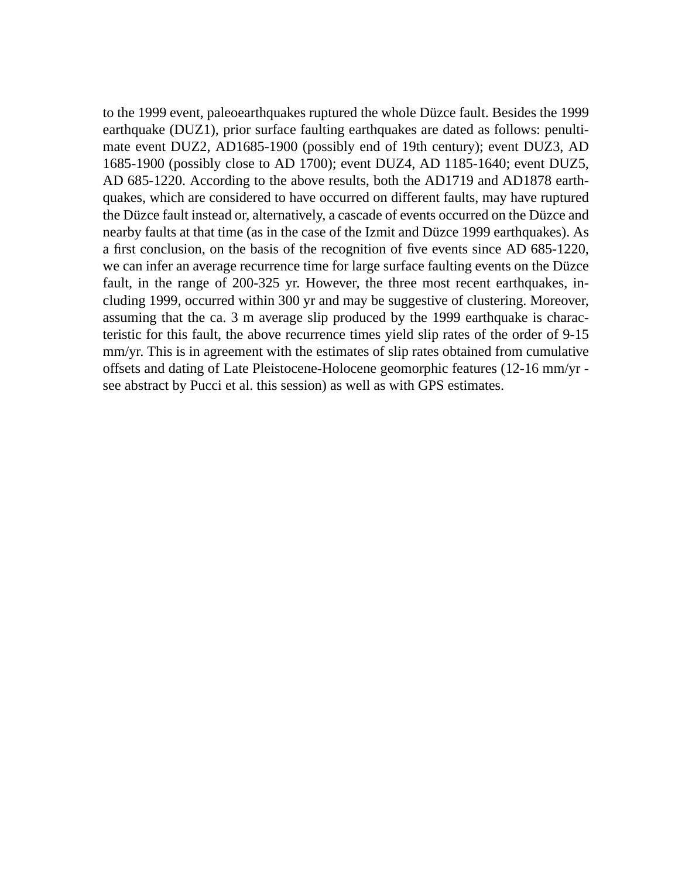to the 1999 event, paleoearthquakes ruptured the whole Düzce fault. Besides the 1999 earthquake (DUZ1), prior surface faulting earthquakes are dated as follows: penultimate event DUZ2, AD1685-1900 (possibly end of 19th century); event DUZ3, AD 1685-1900 (possibly close to AD 1700); event DUZ4, AD 1185-1640; event DUZ5, AD 685-1220. According to the above results, both the AD1719 and AD1878 earthquakes, which are considered to have occurred on different faults, may have ruptured the Düzce fault instead or, alternatively, a cascade of events occurred on the Düzce and nearby faults at that time (as in the case of the Izmit and Düzce 1999 earthquakes). As a first conclusion, on the basis of the recognition of five events since AD 685-1220, we can infer an average recurrence time for large surface faulting events on the Düzce fault, in the range of 200-325 yr. However, the three most recent earthquakes, including 1999, occurred within 300 yr and may be suggestive of clustering. Moreover, assuming that the ca. 3 m average slip produced by the 1999 earthquake is characteristic for this fault, the above recurrence times yield slip rates of the order of 9-15 mm/yr. This is in agreement with the estimates of slip rates obtained from cumulative offsets and dating of Late Pleistocene-Holocene geomorphic features (12-16 mm/yr - see abstract by Pucci et al. this session) as well as with GPS estimates.